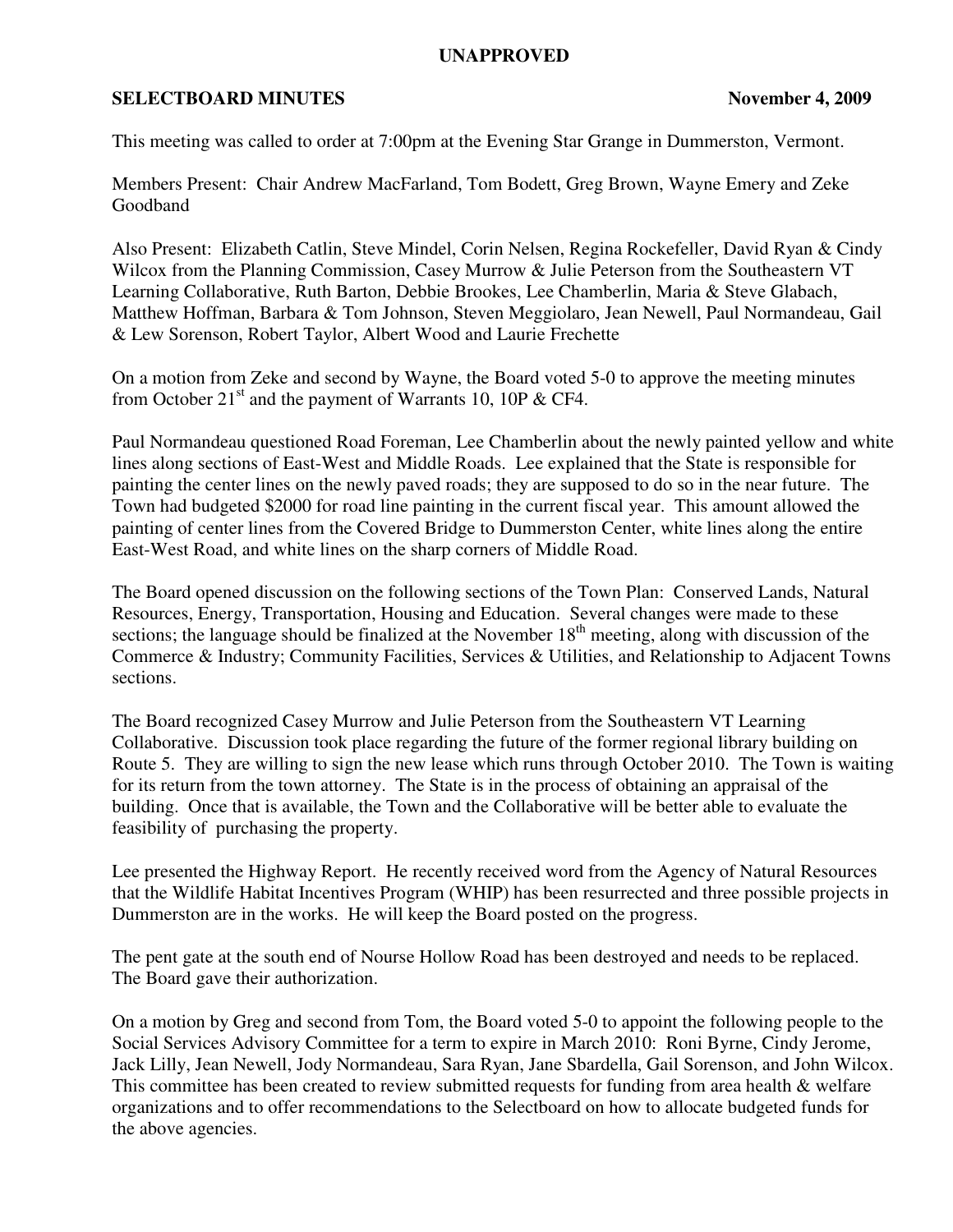**UNAPPROVED**

**SELECTBOARD MINUTES** **November 4, 2009**

This meeting was called to order at 7:00pm at the Evening Star Grange in Dummerston, Vermont.

Members Present: Chair Andrew MacFarland, Tom Bodett, Greg Brown, Wayne Emery and Zeke Goodband

Also Present: Elizabeth Catlin, Steve Mindel, Corin Nelsen, Regina Rockefeller, David Ryan & Cindy Wilcox from the Planning Commission, Casey Murrow & Julie Peterson from the Southeastern VT Learning Collaborative, Ruth Barton, Debbie Brookes, Lee Chamberlin, Maria & Steve Glabach, Matthew Hoffman, Barbara & Tom Johnson, Steven Meggiolaro, Jean Newell, Paul Normandeau, Gail & Lew Sorenson, Robert Taylor, Albert Wood and Laurie Frechette

On a motion from Zeke and second by Wayne, the Board voted 5-0 to approve the meeting minutes from October 21st and the payment of Warrants 10, 10P & CF4.

Paul Normandeau questioned Road Foreman, Lee Chamberlin about the newly painted yellow and white lines along sections of East-West and Middle Roads. Lee explained that the State is responsible for painting the center lines on the newly paved roads; they are supposed to do so in the near future. The Town had budgeted $2000 for road line painting in the current fiscal year. This amount allowed the painting of center lines from the Covered Bridge to Dummerston Center, white lines along the entire East-West Road, and white lines on the sharp corners of Middle Road.

The Board opened discussion on the following sections of the Town Plan: Conserved Lands, Natural Resources, Energy, Transportation, Housing and Education. Several changes were made to these sections; the language should be finalized at the November 18th meeting, along with discussion of the Commerce & Industry; Community Facilities, Services & Utilities, and Relationship to Adjacent Towns sections.

The Board recognized Casey Murrow and Julie Peterson from the Southeastern VT Learning Collaborative. Discussion took place regarding the future of the former regional library building on Route 5. They are willing to sign the new lease which runs through October 2010. The Town is waiting for its return from the town attorney. The State is in the process of obtaining an appraisal of the building. Once that is available, the Town and the Collaborative will be better able to evaluate the feasibility of purchasing the property.

Lee presented the Highway Report. He recently received word from the Agency of Natural Resources that the Wildlife Habitat Incentives Program (WHIP) has been resurrected and three possible projects in Dummerston are in the works. He will keep the Board posted on the progress.

The pent gate at the south end of Nourse Hollow Road has been destroyed and needs to be replaced. The Board gave their authorization.

On a motion by Greg and second from Tom, the Board voted 5-0 to appoint the following people to the Social Services Advisory Committee for a term to expire in March 2010: Roni Byrne, Cindy Jerome, Jack Lilly, Jean Newell, Jody Normandeau, Sara Ryan, Jane Sbardella, Gail Sorenson, and John Wilcox. This committee has been created to review submitted requests for funding from area health & welfare organizations and to offer recommendations to the Selectboard on how to allocate budgeted funds for the above agencies.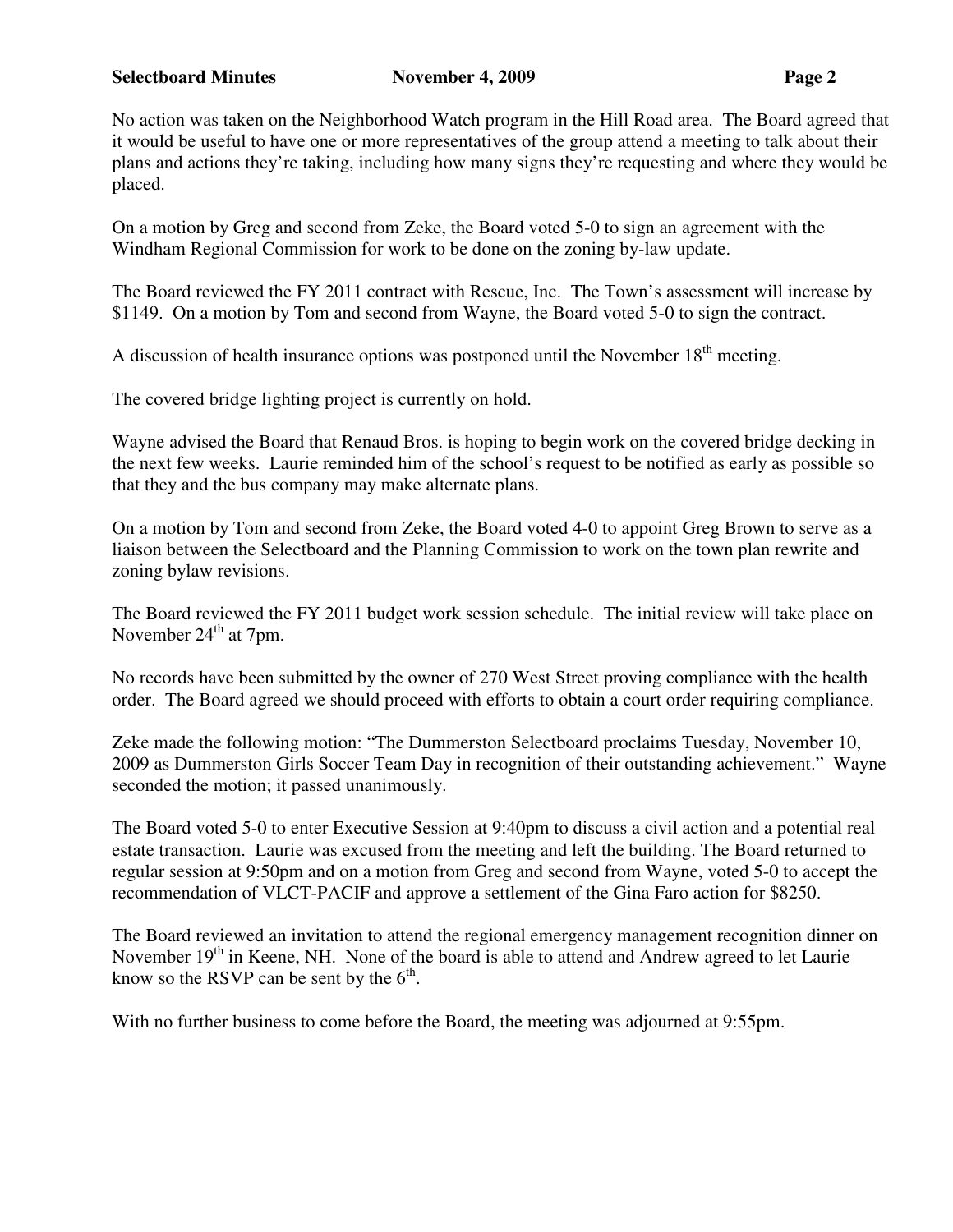No action was taken on the Neighborhood Watch program in the Hill Road area. The Board agreed that it would be useful to have one or more representatives of the group attend a meeting to talk about their plans and actions they're taking, including how many signs they're requesting and where they would be placed.

On a motion by Greg and second from Zeke, the Board voted 5-0 to sign an agreement with the Windham Regional Commission for work to be done on the zoning by-law update.

The Board reviewed the FY 2011 contract with Rescue, Inc. The Town's assessment will increase by $1149. On a motion by Tom and second from Wayne, the Board voted 5-0 to sign the contract.

A discussion of health insurance options was postponed until the November 18th meeting.

The covered bridge lighting project is currently on hold.

Wayne advised the Board that Renaud Bros. is hoping to begin work on the covered bridge decking in the next few weeks. Laurie reminded him of the school's request to be notified as early as possible so that they and the bus company may make alternate plans.

On a motion by Tom and second from Zeke, the Board voted 4-0 to appoint Greg Brown to serve as a liaison between the Selectboard and the Planning Commission to work on the town plan rewrite and zoning bylaw revisions.

The Board reviewed the FY 2011 budget work session schedule. The initial review will take place on November 24th at 7pm.

No records have been submitted by the owner of 270 West Street proving compliance with the health order. The Board agreed we should proceed with efforts to obtain a court order requiring compliance.

Zeke made the following motion: "The Dummerston Selectboard proclaims Tuesday, November 10, 2009 as Dummerston Girls Soccer Team Day in recognition of their outstanding achievement." Wayne seconded the motion; it passed unanimously.

The Board voted 5-0 to enter Executive Session at 9:40pm to discuss a civil action and a potential real estate transaction. Laurie was excused from the meeting and left the building. The Board returned to regular session at 9:50pm and on a motion from Greg and second from Wayne, voted 5-0 to accept the recommendation of VLCT-PACIF and approve a settlement of the Gina Faro action for $8250.

The Board reviewed an invitation to attend the regional emergency management recognition dinner on November 19th in Keene, NH. None of the board is able to attend and Andrew agreed to let Laurie know so the RSVP can be sent by the 6th.

With no further business to come before the Board, the meeting was adjourned at 9:55pm.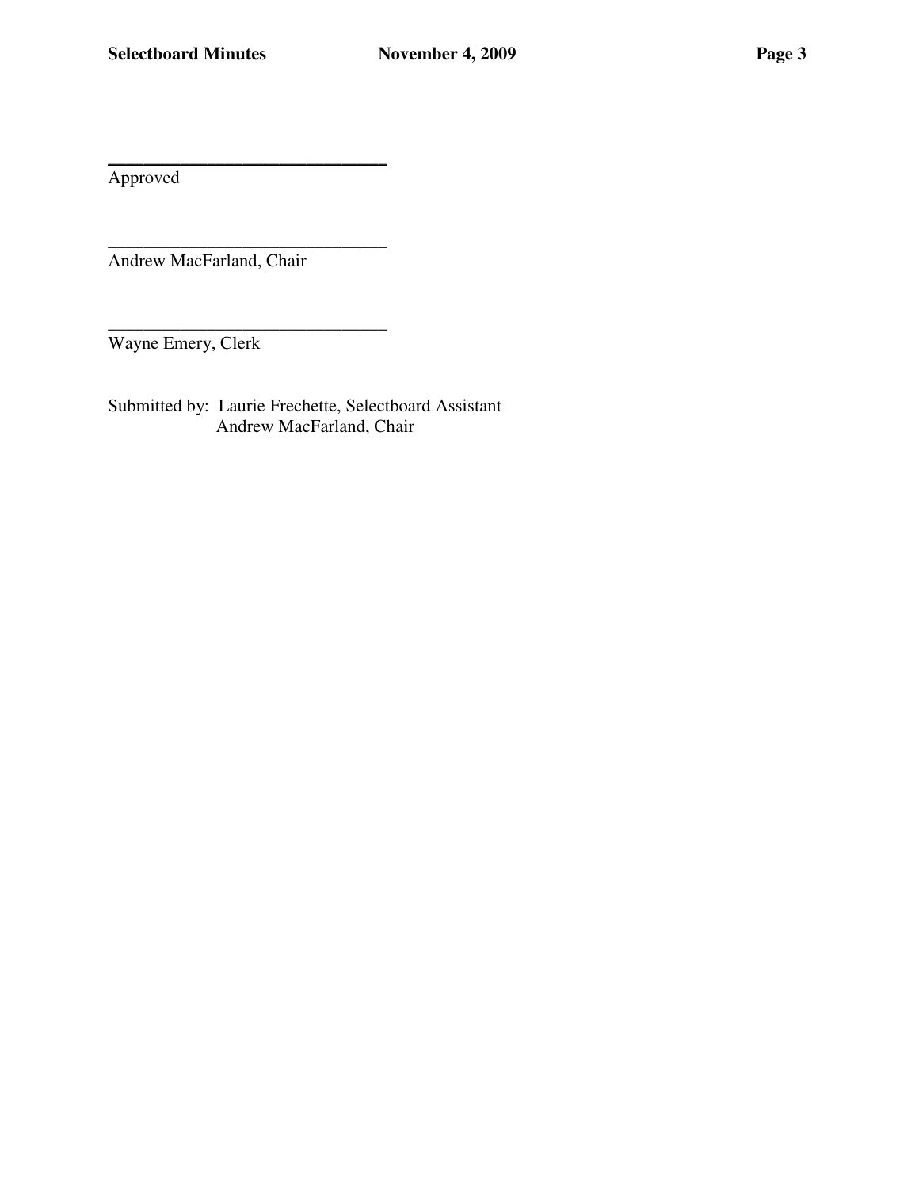_______________________________
Approved

_______________________________
Andrew MacFarland, Chair

_______________________________
Wayne Emery, Clerk

Submitted by: Laurie Frechette, Selectboard Assistant
Andrew MacFarland, Chair